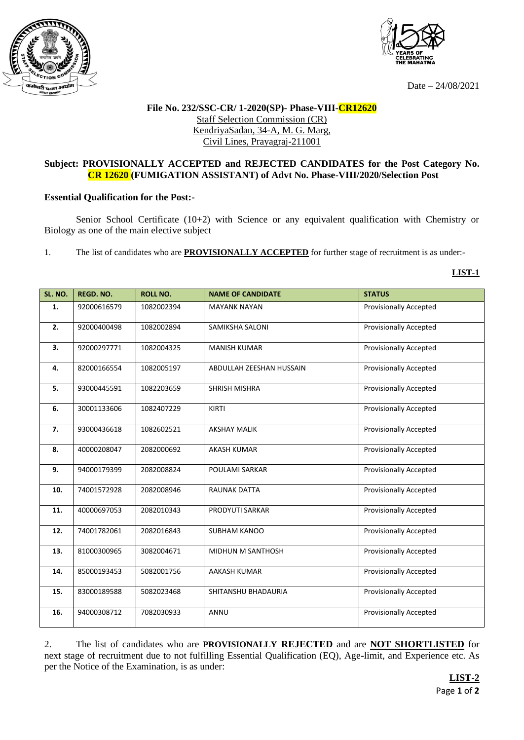Date – 24/08/2021

**File No. 232/SSC-CR/ 1-2020(SP)- Phase-VIII-CR12620**
Staff Selection Commission (CR)
KendriyaSadan, 34-A, M. G. Marg,
Civil Lines, Prayagraj-211001

**Subject: PROVISIONALLY ACCEPTED and REJECTED CANDIDATES for the Post Category No. CR 12620 (FUMIGATION ASSISTANT) of Advt No. Phase-VIII/2020/Selection Post**

**Essential Qualification for the Post:-**

Senior School Certificate (10+2) with Science or any equivalent qualification with Chemistry or Biology as one of the main elective subject

1. The list of candidates who are **PROVISIONALLY ACCEPTED** for further stage of recruitment is as under:-

**LIST-1**

| SL. NO. | REGD. NO. | ROLL NO. | NAME OF CANDIDATE | STATUS |
|---|---|---|---|---|
| 1. | 92000616579 | 1082002394 | MAYANK NAYAN | Provisionally Accepted |
| 2. | 92000400498 | 1082002894 | SAMIKSHA SALONI | Provisionally Accepted |
| 3. | 92000297771 | 1082004325 | MANISH KUMAR | Provisionally Accepted |
| 4. | 82000166554 | 1082005197 | ABDULLAH ZEESHAN HUSSAIN | Provisionally Accepted |
| 5. | 93000445591 | 1082203659 | SHRISH MISHRA | Provisionally Accepted |
| 6. | 30001133606 | 1082407229 | KIRTI | Provisionally Accepted |
| 7. | 93000436618 | 1082602521 | AKSHAY MALIK | Provisionally Accepted |
| 8. | 40000208047 | 2082000692 | AKASH KUMAR | Provisionally Accepted |
| 9. | 94000179399 | 2082008824 | POULAMI SARKAR | Provisionally Accepted |
| 10. | 74001572928 | 2082008946 | RAUNAK DATTA | Provisionally Accepted |
| 11. | 40000697053 | 2082010343 | PRODYUTI SARKAR | Provisionally Accepted |
| 12. | 74001782061 | 2082016843 | SUBHAM KANOO | Provisionally Accepted |
| 13. | 81000300965 | 3082004671 | MIDHUN M SANTHOSH | Provisionally Accepted |
| 14. | 85000193453 | 5082001756 | AAKASH KUMAR | Provisionally Accepted |
| 15. | 83000189588 | 5082023468 | SHITANSHU BHADAURIA | Provisionally Accepted |
| 16. | 94000308712 | 7082030933 | ANNU | Provisionally Accepted |

2. The list of candidates who are **PROVISIONALLY REJECTED** and are **NOT SHORTLISTED** for next stage of recruitment due to not fulfilling Essential Qualification (EQ), Age-limit, and Experience etc. As per the Notice of the Examination, is as under:

**LIST-2**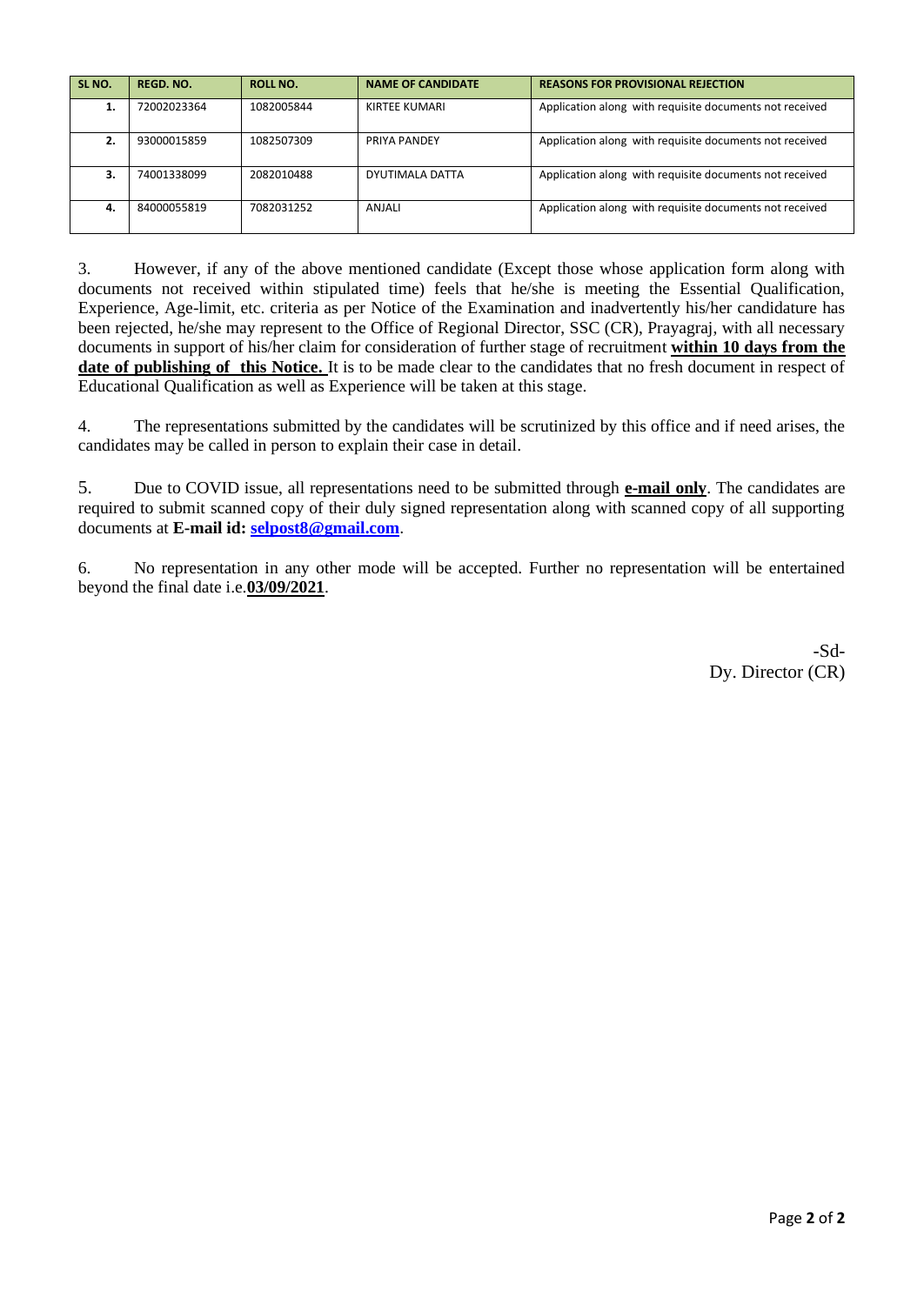| SL NO. | REGD. NO. | ROLL NO. | NAME OF CANDIDATE | REASONS FOR PROVISIONAL REJECTION |
|---|---|---|---|---|
| 1. | 72002023364 | 1082005844 | KIRTEE KUMARI | Application along with requisite documents not received |
| 2. | 93000015859 | 1082507309 | PRIYA PANDEY | Application along with requisite documents not received |
| 3. | 74001338099 | 2082010488 | DYUTIMALA DATTA | Application along with requisite documents not received |
| 4. | 84000055819 | 7082031252 | ANJALI | Application along with requisite documents not received |

3. However, if any of the above mentioned candidate (Except those whose application form along with documents not received within stipulated time) feels that he/she is meeting the Essential Qualification, Experience, Age-limit, etc. criteria as per Notice of the Examination and inadvertently his/her candidature has been rejected, he/she may represent to the Office of Regional Director, SSC (CR), Prayagraj, with all necessary documents in support of his/her claim for consideration of further stage of recruitment **within 10 days from the date of publishing of this Notice.** It is to be made clear to the candidates that no fresh document in respect of Educational Qualification as well as Experience will be taken at this stage.

4. The representations submitted by the candidates will be scrutinized by this office and if need arises, the candidates may be called in person to explain their case in detail.

5. Due to COVID issue, all representations need to be submitted through **e-mail only**. The candidates are required to submit scanned copy of their duly signed representation along with scanned copy of all supporting documents at **E-mail id: selpost8@gmail.com**.

6. No representation in any other mode will be accepted. Further no representation will be entertained beyond the final date i.e.**03/09/2021**.

-Sd-
Dy. Director (CR)